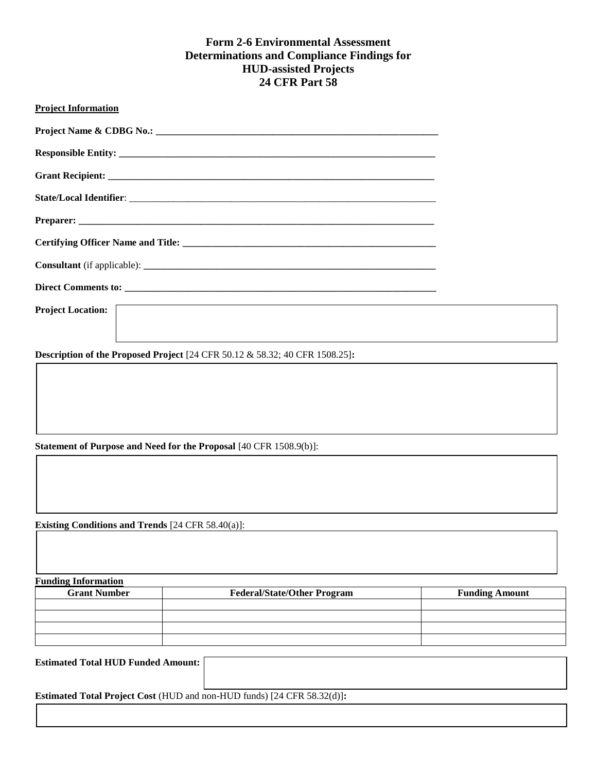# Form 2-6 Environmental Assessment Determinations and Compliance Findings for HUD-assisted Projects 24 CFR Part 58

**Project Information**

**Project Name & CDBG No.:** ___________________________________________________________

**Responsible Entity:** ___________________________________________________________

**Grant Recipient:** ___________________________________________________________

**State/Local Identifier**: ___________________________________________________________

**Preparer:** ___________________________________________________________

**Certifying Officer Name and Title:** ___________________________________________________________

**Consultant** (if applicable): ___________________________________________________________

**Direct Comments to:** ___________________________________________________________

**Project Location:**

**Description of the Proposed Project** [24 CFR 50.12 & 58.32; 40 CFR 1508.25]**:**

**Statement of Purpose and Need for the Proposal** [40 CFR 1508.9(b)]:

**Existing Conditions and Trends** [24 CFR 58.40(a)]:

**Funding Information**

| Grant Number | Federal/State/Other Program | Funding Amount |
| --- | --- | --- |
| | | |
| | | |
| | | |
| | | |

**Estimated Total HUD Funded Amount:**

**Estimated Total Project Cost** (HUD and non-HUD funds) [24 CFR 58.32(d)]**:**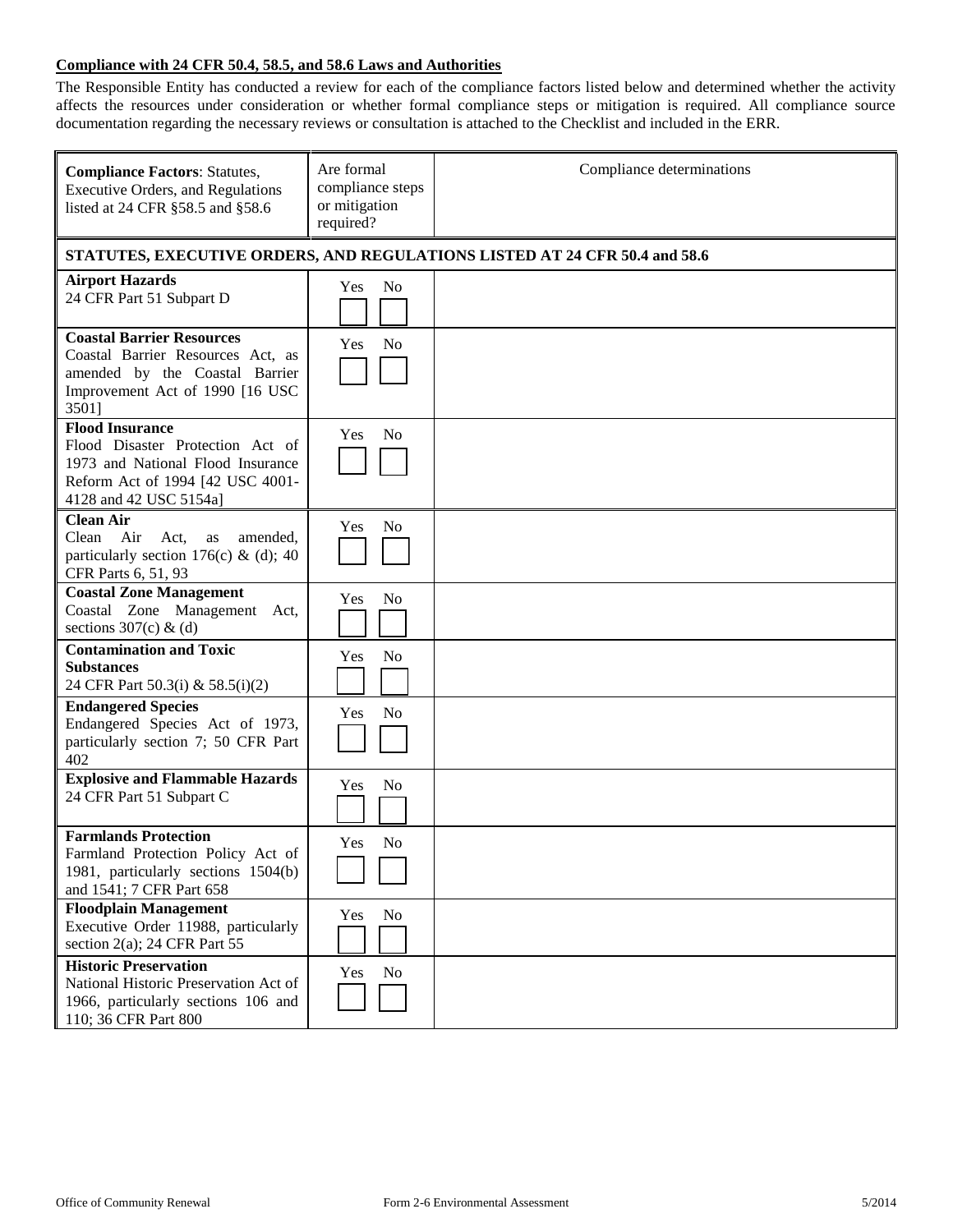**Compliance with 24 CFR 50.4, 58.5, and 58.6 Laws and Authorities**

The Responsible Entity has conducted a review for each of the compliance factors listed below and determined whether the activity affects the resources under consideration or whether formal compliance steps or mitigation is required. All compliance source documentation regarding the necessary reviews or consultation is attached to the Checklist and included in the ERR.

| **Compliance Factors**: Statutes, Executive Orders, and Regulations listed at 24 CFR §58.5 and §58.6 | Are formal compliance steps or mitigation required? | Compliance determinations |
|---|---|---|
| **STATUTES, EXECUTIVE ORDERS, AND REGULATIONS LISTED AT 24 CFR 50.4 and 58.6** | | |
| **Airport Hazards**<br>24 CFR Part 51 Subpart D | Yes ☐ No ☐ | |
| **Coastal Barrier Resources**<br>Coastal Barrier Resources Act, as amended by the Coastal Barrier Improvement Act of 1990 [16 USC 3501] | Yes ☐ No ☐ | |
| **Flood Insurance**<br>Flood Disaster Protection Act of 1973 and National Flood Insurance Reform Act of 1994 [42 USC 4001-4128 and 42 USC 5154a] | Yes ☐ No ☐ | |
| **Clean Air**<br>Clean Air Act, as amended, particularly section 176(c) & (d); 40 CFR Parts 6, 51, 93 | Yes ☐ No ☐ | |
| **Coastal Zone Management**<br>Coastal Zone Management Act, sections 307(c) & (d) | Yes ☐ No ☐ | |
| **Contamination and Toxic Substances**<br>24 CFR Part 50.3(i) & 58.5(i)(2) | Yes ☐ No ☐ | |
| **Endangered Species**<br>Endangered Species Act of 1973, particularly section 7; 50 CFR Part 402 | Yes ☐ No ☐ | |
| **Explosive and Flammable Hazards**<br>24 CFR Part 51 Subpart C | Yes ☐ No ☐ | |
| **Farmlands Protection**<br>Farmland Protection Policy Act of 1981, particularly sections 1504(b) and 1541; 7 CFR Part 658 | Yes ☐ No ☐ | |
| **Floodplain Management**<br>Executive Order 11988, particularly section 2(a); 24 CFR Part 55 | Yes ☐ No ☐ | |
| **Historic Preservation**<br>National Historic Preservation Act of 1966, particularly sections 106 and 110; 36 CFR Part 800 | Yes ☐ No ☐ | |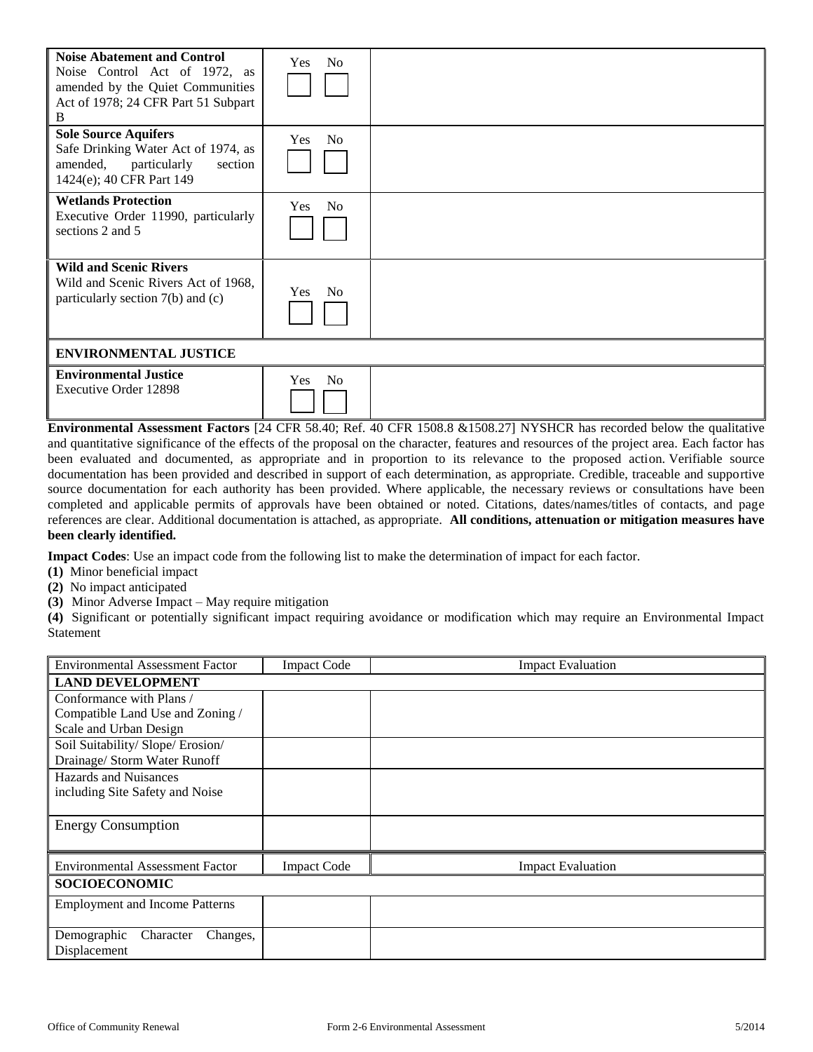| | | |
|---|---|---|
| **Noise Abatement and Control** Noise Control Act of 1972, as amended by the Quiet Communities Act of 1978; 24 CFR Part 51 Subpart B | Yes ☐ No ☐ | |
| **Sole Source Aquifers** Safe Drinking Water Act of 1974, as amended, particularly section 1424(e); 40 CFR Part 149 | Yes ☐ No ☐ | |
| **Wetlands Protection** Executive Order 11990, particularly sections 2 and 5 | Yes ☐ No ☐ | |
| **Wild and Scenic Rivers** Wild and Scenic Rivers Act of 1968, particularly section 7(b) and (c) | Yes ☐ No ☐ | |
| **ENVIRONMENTAL JUSTICE** | | |
| **Environmental Justice** Executive Order 12898 | Yes ☐ No ☐ | |

**Environmental Assessment Factors** [24 CFR 58.40; Ref. 40 CFR 1508.8 &1508.27] NYSHCR has recorded below the qualitative and quantitative significance of the effects of the proposal on the character, features and resources of the project area. Each factor has been evaluated and documented, as appropriate and in proportion to its relevance to the proposed action. Verifiable source documentation has been provided and described in support of each determination, as appropriate. Credible, traceable and supportive source documentation for each authority has been provided. Where applicable, the necessary reviews or consultations have been completed and applicable permits of approvals have been obtained or noted. Citations, dates/names/titles of contacts, and page references are clear. Additional documentation is attached, as appropriate. **All conditions, attenuation or mitigation measures have been clearly identified.**

**Impact Codes**: Use an impact code from the following list to make the determination of impact for each factor.

**(1)** Minor beneficial impact
**(2)** No impact anticipated
**(3)** Minor Adverse Impact – May require mitigation
**(4)** Significant or potentially significant impact requiring avoidance or modification which may require an Environmental Impact Statement

| Environmental Assessment Factor | Impact Code | Impact Evaluation |
|---|---|---|
| **LAND DEVELOPMENT** | | |
| Conformance with Plans / Compatible Land Use and Zoning / Scale and Urban Design | | |
| Soil Suitability/ Slope/ Erosion/ Drainage/ Storm Water Runoff | | |
| Hazards and Nuisances including Site Safety and Noise | | |
| Energy Consumption | | |

| Environmental Assessment Factor | Impact Code | Impact Evaluation |
|---|---|---|
| **SOCIOECONOMIC** | | |
| Employment and Income Patterns | | |
| Demographic Character Changes, Displacement | | |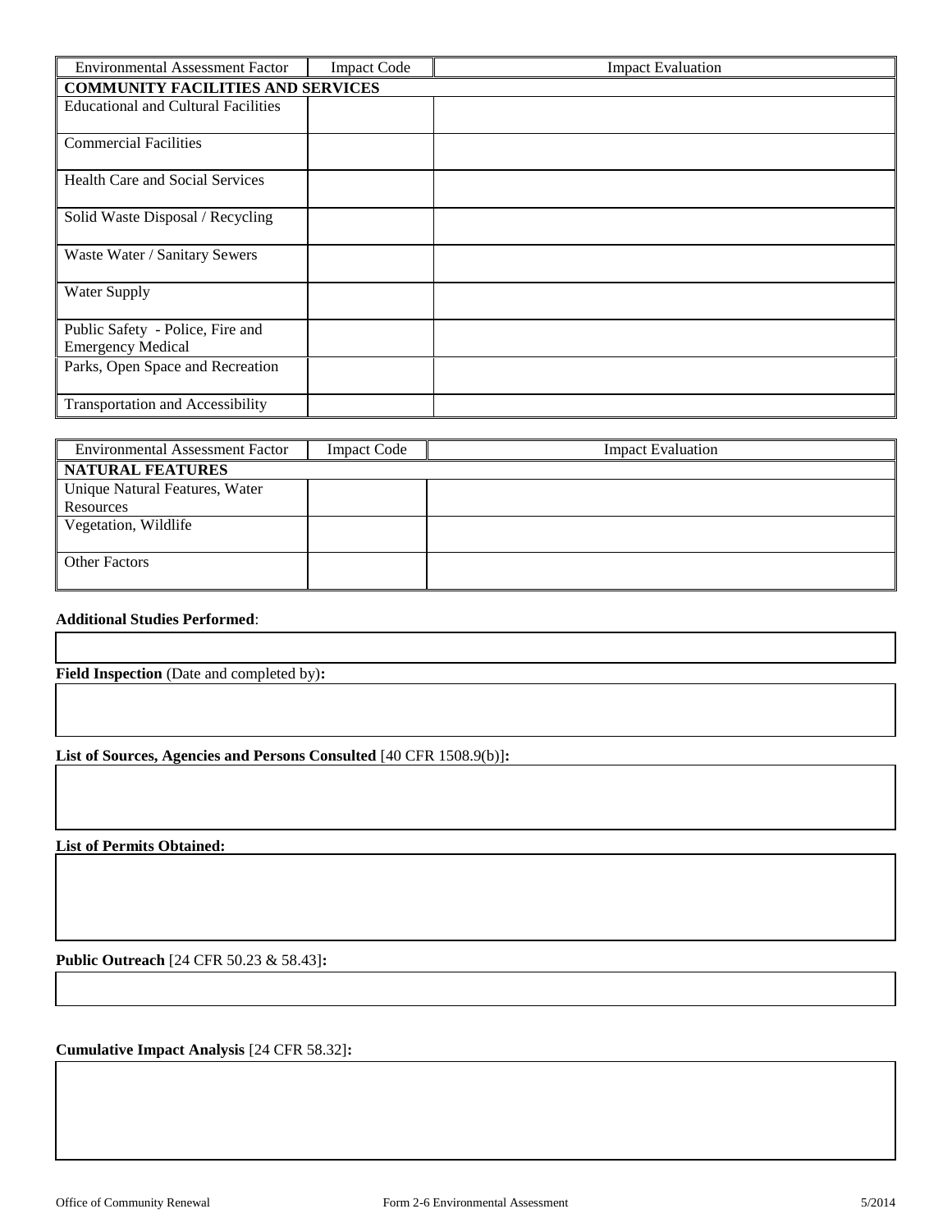| Environmental Assessment Factor | Impact Code | Impact Evaluation |
| --- | --- | --- |
| **COMMUNITY FACILITIES AND SERVICES** | | |
| Educational and Cultural Facilities | | |
| Commercial Facilities | | |
| Health Care and Social Services | | |
| Solid Waste Disposal / Recycling | | |
| Waste Water / Sanitary Sewers | | |
| Water Supply | | |
| Public Safety - Police, Fire and Emergency Medical | | |
| Parks, Open Space and Recreation | | |
| Transportation and Accessibility | | |

| Environmental Assessment Factor | Impact Code | Impact Evaluation |
| --- | --- | --- |
| **NATURAL FEATURES** | | |
| Unique Natural Features, Water Resources | | |
| Vegetation, Wildlife | | |
| Other Factors | | |

**Additional Studies Performed**:

**Field Inspection** (Date and completed by)**:**

**List of Sources, Agencies and Persons Consulted** [40 CFR 1508.9(b)]**:**

**List of Permits Obtained:**

**Public Outreach** [24 CFR 50.23 & 58.43]**:**

**Cumulative Impact Analysis** [24 CFR 58.32]**:**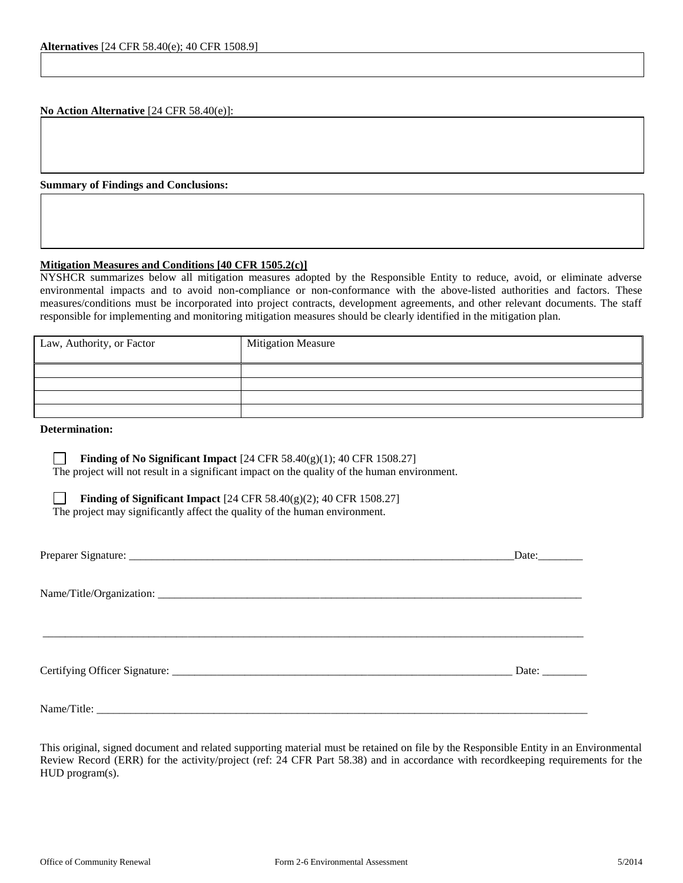**Alternatives** [24 CFR 58.40(e); 40 CFR 1508.9]

**No Action Alternative** [24 CFR 58.40(e)]:

**Summary of Findings and Conclusions:**

**Mitigation Measures and Conditions [40 CFR 1505.2(c)]**

NYSHCR summarizes below all mitigation measures adopted by the Responsible Entity to reduce, avoid, or eliminate adverse environmental impacts and to avoid non-compliance or non-conformance with the above-listed authorities and factors. These measures/conditions must be incorporated into project contracts, development agreements, and other relevant documents. The staff responsible for implementing and monitoring mitigation measures should be clearly identified in the mitigation plan.

| Law, Authority, or Factor | Mitigation Measure |
| --- | --- |
| | |
| | |
| | |
| | |

**Determination:**

☐ **Finding of No Significant Impact** [24 CFR 58.40(g)(1); 40 CFR 1508.27]
The project will not result in a significant impact on the quality of the human environment.

☐ **Finding of Significant Impact** [24 CFR 58.40(g)(2); 40 CFR 1508.27]
The project may significantly affect the quality of the human environment.

Preparer Signature: ______________________________________________________________________Date:________

Name/Title/Organization: ___________________________________________________________________________

_______________________________________________________________________________________________

Certifying Officer Signature: _______________________________________________________________ Date: ________

Name/Title: _____________________________________________________________________________________

This original, signed document and related supporting material must be retained on file by the Responsible Entity in an Environmental Review Record (ERR) for the activity/project (ref: 24 CFR Part 58.38) and in accordance with recordkeeping requirements for the HUD program(s).